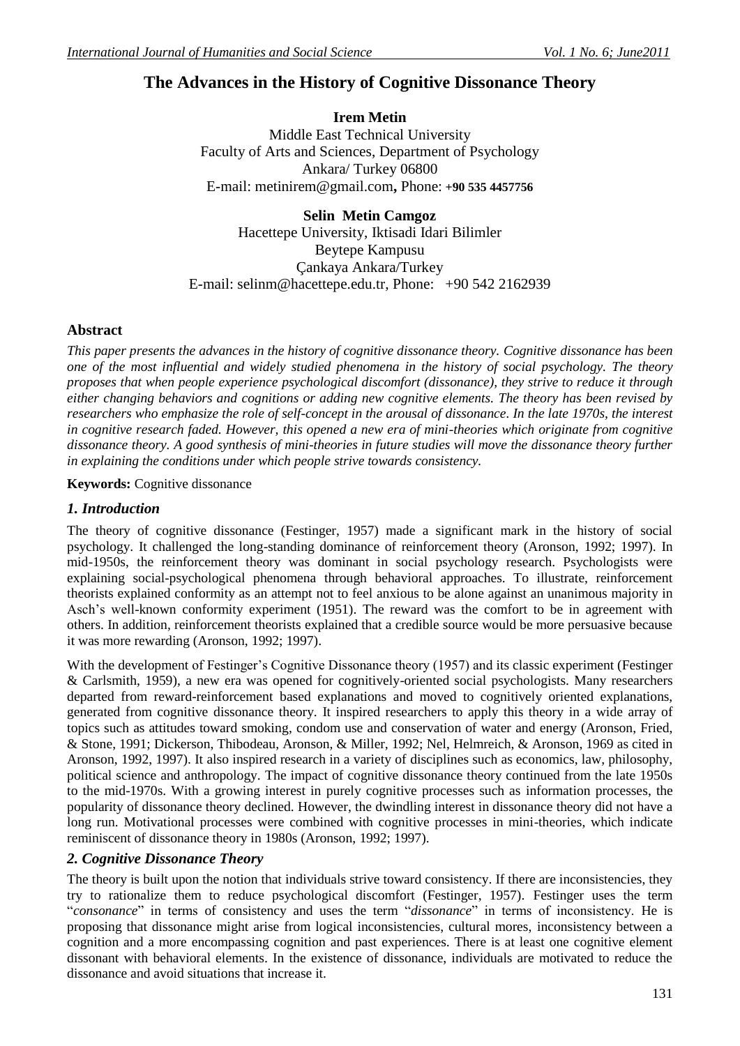# The Advances in the History of Cognitive Dissonance Theory

**Irem Metin**

Middle East Technical University
Faculty of Arts and Sciences, Department of Psychology
Ankara/ Turkey 06800
E-mail: metinirem@gmail.com**,** Phone: **+90 535 4457756**

**Selin Metin Camgoz**

Hacettepe University, Iktisadi Idari Bilimler
Beytepe Kampusu
Çankaya Ankara/Turkey
E-mail: selinm@hacettepe.edu.tr, Phone: +90 542 2162939

## Abstract

*This paper presents the advances in the history of cognitive dissonance theory. Cognitive dissonance has been one of the most influential and widely studied phenomena in the history of social psychology. The theory proposes that when people experience psychological discomfort (dissonance), they strive to reduce it through either changing behaviors and cognitions or adding new cognitive elements. The theory has been revised by researchers who emphasize the role of self-concept in the arousal of dissonance. In the late 1970s, the interest in cognitive research faded. However, this opened a new era of mini-theories which originate from cognitive dissonance theory. A good synthesis of mini-theories in future studies will move the dissonance theory further in explaining the conditions under which people strive towards consistency.*

**Keywords:** Cognitive dissonance

## *1. Introduction*

The theory of cognitive dissonance (Festinger, 1957) made a significant mark in the history of social psychology. It challenged the long-standing dominance of reinforcement theory (Aronson, 1992; 1997). In mid-1950s, the reinforcement theory was dominant in social psychology research. Psychologists were explaining social-psychological phenomena through behavioral approaches. To illustrate, reinforcement theorists explained conformity as an attempt not to feel anxious to be alone against an unanimous majority in Asch's well-known conformity experiment (1951). The reward was the comfort to be in agreement with others. In addition, reinforcement theorists explained that a credible source would be more persuasive because it was more rewarding (Aronson, 1992; 1997).

With the development of Festinger's Cognitive Dissonance theory (1957) and its classic experiment (Festinger & Carlsmith, 1959), a new era was opened for cognitively-oriented social psychologists. Many researchers departed from reward-reinforcement based explanations and moved to cognitively oriented explanations, generated from cognitive dissonance theory. It inspired researchers to apply this theory in a wide array of topics such as attitudes toward smoking, condom use and conservation of water and energy (Aronson, Fried, & Stone, 1991; Dickerson, Thibodeau, Aronson, & Miller, 1992; Nel, Helmreich, & Aronson, 1969 as cited in Aronson, 1992, 1997). It also inspired research in a variety of disciplines such as economics, law, philosophy, political science and anthropology. The impact of cognitive dissonance theory continued from the late 1950s to the mid-1970s. With a growing interest in purely cognitive processes such as information processes, the popularity of dissonance theory declined. However, the dwindling interest in dissonance theory did not have a long run. Motivational processes were combined with cognitive processes in mini-theories, which indicate reminiscent of dissonance theory in 1980s (Aronson, 1992; 1997).

## *2. Cognitive Dissonance Theory*

The theory is built upon the notion that individuals strive toward consistency. If there are inconsistencies, they try to rationalize them to reduce psychological discomfort (Festinger, 1957). Festinger uses the term "*consonance*" in terms of consistency and uses the term "*dissonance*" in terms of inconsistency. He is proposing that dissonance might arise from logical inconsistencies, cultural mores, inconsistency between a cognition and a more encompassing cognition and past experiences. There is at least one cognitive element dissonant with behavioral elements. In the existence of dissonance, individuals are motivated to reduce the dissonance and avoid situations that increase it.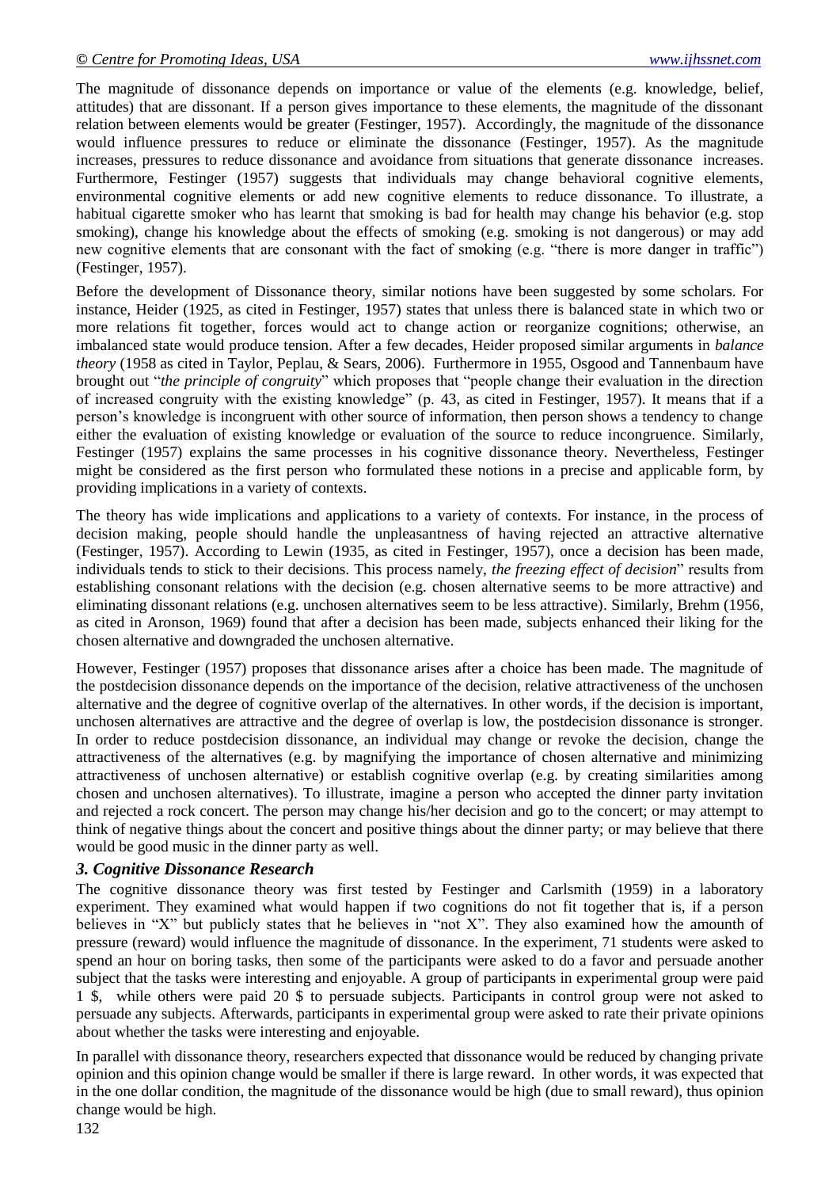The magnitude of dissonance depends on importance or value of the elements (e.g. knowledge, belief, attitudes) that are dissonant. If a person gives importance to these elements, the magnitude of the dissonant relation between elements would be greater (Festinger, 1957). Accordingly, the magnitude of the dissonance would influence pressures to reduce or eliminate the dissonance (Festinger, 1957). As the magnitude increases, pressures to reduce dissonance and avoidance from situations that generate dissonance increases. Furthermore, Festinger (1957) suggests that individuals may change behavioral cognitive elements, environmental cognitive elements or add new cognitive elements to reduce dissonance. To illustrate, a habitual cigarette smoker who has learnt that smoking is bad for health may change his behavior (e.g. stop smoking), change his knowledge about the effects of smoking (e.g. smoking is not dangerous) or may add new cognitive elements that are consonant with the fact of smoking (e.g. "there is more danger in traffic") (Festinger, 1957).

Before the development of Dissonance theory, similar notions have been suggested by some scholars. For instance, Heider (1925, as cited in Festinger, 1957) states that unless there is balanced state in which two or more relations fit together, forces would act to change action or reorganize cognitions; otherwise, an imbalanced state would produce tension. After a few decades, Heider proposed similar arguments in *balance theory* (1958 as cited in Taylor, Peplau, & Sears, 2006). Furthermore in 1955, Osgood and Tannenbaum have brought out "*the principle of congruity*" which proposes that "people change their evaluation in the direction of increased congruity with the existing knowledge" (p. 43, as cited in Festinger, 1957). It means that if a person's knowledge is incongruent with other source of information, then person shows a tendency to change either the evaluation of existing knowledge or evaluation of the source to reduce incongruence. Similarly, Festinger (1957) explains the same processes in his cognitive dissonance theory. Nevertheless, Festinger might be considered as the first person who formulated these notions in a precise and applicable form, by providing implications in a variety of contexts.

The theory has wide implications and applications to a variety of contexts. For instance, in the process of decision making, people should handle the unpleasantness of having rejected an attractive alternative (Festinger, 1957). According to Lewin (1935, as cited in Festinger, 1957), once a decision has been made, individuals tends to stick to their decisions. This process namely, *the freezing effect of decision*" results from establishing consonant relations with the decision (e.g. chosen alternative seems to be more attractive) and eliminating dissonant relations (e.g. unchosen alternatives seem to be less attractive). Similarly, Brehm (1956, as cited in Aronson, 1969) found that after a decision has been made, subjects enhanced their liking for the chosen alternative and downgraded the unchosen alternative.

However, Festinger (1957) proposes that dissonance arises after a choice has been made. The magnitude of the postdecision dissonance depends on the importance of the decision, relative attractiveness of the unchosen alternative and the degree of cognitive overlap of the alternatives. In other words, if the decision is important, unchosen alternatives are attractive and the degree of overlap is low, the postdecision dissonance is stronger. In order to reduce postdecision dissonance, an individual may change or revoke the decision, change the attractiveness of the alternatives (e.g. by magnifying the importance of chosen alternative and minimizing attractiveness of unchosen alternative) or establish cognitive overlap (e.g. by creating similarities among chosen and unchosen alternatives). To illustrate, imagine a person who accepted the dinner party invitation and rejected a rock concert. The person may change his/her decision and go to the concert; or may attempt to think of negative things about the concert and positive things about the dinner party; or may believe that there would be good music in the dinner party as well.

### *3. Cognitive Dissonance Research*

The cognitive dissonance theory was first tested by Festinger and Carlsmith (1959) in a laboratory experiment. They examined what would happen if two cognitions do not fit together that is, if a person believes in "X" but publicly states that he believes in "not X". They also examined how the amounth of pressure (reward) would influence the magnitude of dissonance. In the experiment, 71 students were asked to spend an hour on boring tasks, then some of the participants were asked to do a favor and persuade another subject that the tasks were interesting and enjoyable. A group of participants in experimental group were paid 1 $, while others were paid 20 $ to persuade subjects. Participants in control group were not asked to persuade any subjects. Afterwards, participants in experimental group were asked to rate their private opinions about whether the tasks were interesting and enjoyable.

In parallel with dissonance theory, researchers expected that dissonance would be reduced by changing private opinion and this opinion change would be smaller if there is large reward. In other words, it was expected that in the one dollar condition, the magnitude of the dissonance would be high (due to small reward), thus opinion change would be high.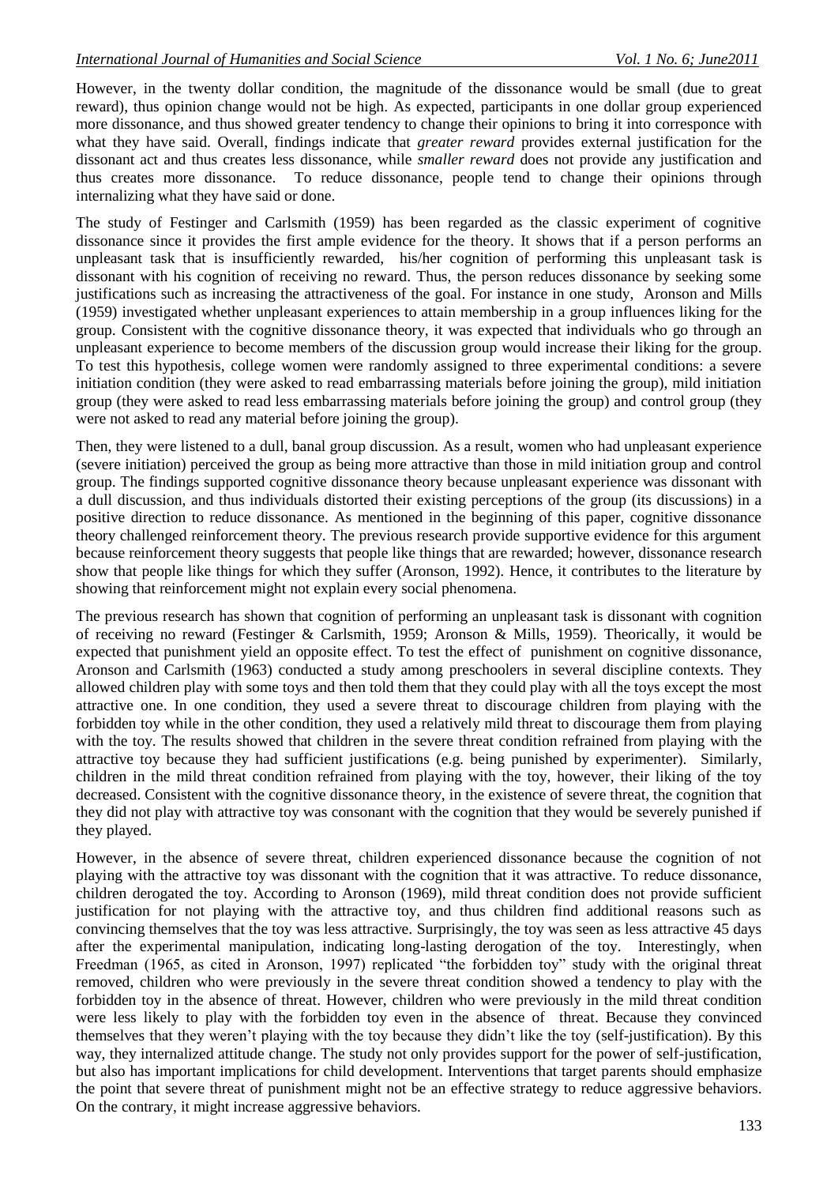However, in the twenty dollar condition, the magnitude of the dissonance would be small (due to great reward), thus opinion change would not be high. As expected, participants in one dollar group experienced more dissonance, and thus showed greater tendency to change their opinions to bring it into corresponce with what they have said. Overall, findings indicate that *greater reward* provides external justification for the dissonant act and thus creates less dissonance, while *smaller reward* does not provide any justification and thus creates more dissonance. To reduce dissonance, people tend to change their opinions through internalizing what they have said or done.

The study of Festinger and Carlsmith (1959) has been regarded as the classic experiment of cognitive dissonance since it provides the first ample evidence for the theory. It shows that if a person performs an unpleasant task that is insufficiently rewarded, his/her cognition of performing this unpleasant task is dissonant with his cognition of receiving no reward. Thus, the person reduces dissonance by seeking some justifications such as increasing the attractiveness of the goal. For instance in one study, Aronson and Mills (1959) investigated whether unpleasant experiences to attain membership in a group influences liking for the group. Consistent with the cognitive dissonance theory, it was expected that individuals who go through an unpleasant experience to become members of the discussion group would increase their liking for the group. To test this hypothesis, college women were randomly assigned to three experimental conditions: a severe initiation condition (they were asked to read embarrassing materials before joining the group), mild initiation group (they were asked to read less embarrassing materials before joining the group) and control group (they were not asked to read any material before joining the group).

Then, they were listened to a dull, banal group discussion. As a result, women who had unpleasant experience (severe initiation) perceived the group as being more attractive than those in mild initiation group and control group. The findings supported cognitive dissonance theory because unpleasant experience was dissonant with a dull discussion, and thus individuals distorted their existing perceptions of the group (its discussions) in a positive direction to reduce dissonance. As mentioned in the beginning of this paper, cognitive dissonance theory challenged reinforcement theory. The previous research provide supportive evidence for this argument because reinforcement theory suggests that people like things that are rewarded; however, dissonance research show that people like things for which they suffer (Aronson, 1992). Hence, it contributes to the literature by showing that reinforcement might not explain every social phenomena.

The previous research has shown that cognition of performing an unpleasant task is dissonant with cognition of receiving no reward (Festinger & Carlsmith, 1959; Aronson & Mills, 1959). Theorically, it would be expected that punishment yield an opposite effect. To test the effect of punishment on cognitive dissonance, Aronson and Carlsmith (1963) conducted a study among preschoolers in several discipline contexts. They allowed children play with some toys and then told them that they could play with all the toys except the most attractive one. In one condition, they used a severe threat to discourage children from playing with the forbidden toy while in the other condition, they used a relatively mild threat to discourage them from playing with the toy. The results showed that children in the severe threat condition refrained from playing with the attractive toy because they had sufficient justifications (e.g. being punished by experimenter). Similarly, children in the mild threat condition refrained from playing with the toy, however, their liking of the toy decreased. Consistent with the cognitive dissonance theory, in the existence of severe threat, the cognition that they did not play with attractive toy was consonant with the cognition that they would be severely punished if they played.

However, in the absence of severe threat, children experienced dissonance because the cognition of not playing with the attractive toy was dissonant with the cognition that it was attractive. To reduce dissonance, children derogated the toy. According to Aronson (1969), mild threat condition does not provide sufficient justification for not playing with the attractive toy, and thus children find additional reasons such as convincing themselves that the toy was less attractive. Surprisingly, the toy was seen as less attractive 45 days after the experimental manipulation, indicating long-lasting derogation of the toy. Interestingly, when Freedman (1965, as cited in Aronson, 1997) replicated "the forbidden toy" study with the original threat removed, children who were previously in the severe threat condition showed a tendency to play with the forbidden toy in the absence of threat. However, children who were previously in the mild threat condition were less likely to play with the forbidden toy even in the absence of threat. Because they convinced themselves that they weren't playing with the toy because they didn't like the toy (self-justification). By this way, they internalized attitude change. The study not only provides support for the power of self-justification, but also has important implications for child development. Interventions that target parents should emphasize the point that severe threat of punishment might not be an effective strategy to reduce aggressive behaviors. On the contrary, it might increase aggressive behaviors.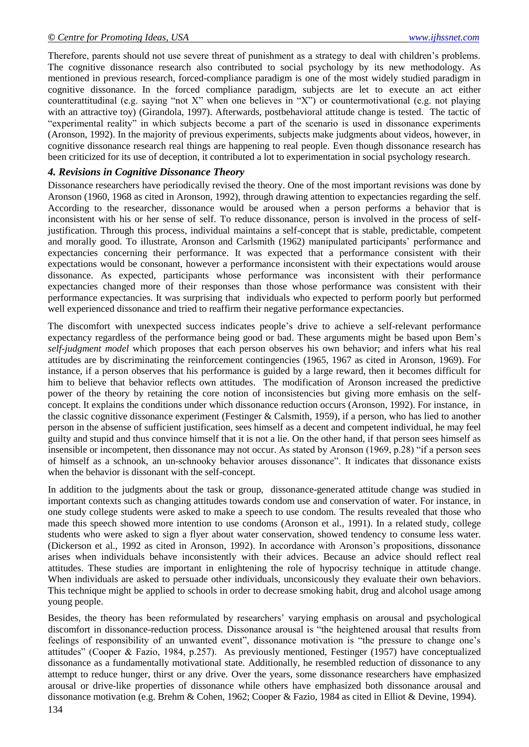Therefore, parents should not use severe threat of punishment as a strategy to deal with children's problems. The cognitive dissonance research also contributed to social psychology by its new methodology. As mentioned in previous research, forced-compliance paradigm is one of the most widely studied paradigm in cognitive dissonance. In the forced compliance paradigm, subjects are let to execute an act either counterattitudinal (e.g. saying "not X" when one believes in "X") or countermotivational (e.g. not playing with an attractive toy) (Girandola, 1997). Afterwards, postbehavioral attitude change is tested. The tactic of "experimental reality" in which subjects become a part of the scenario is used in dissonance experiments (Aronson, 1992). In the majority of previous experiments, subjects make judgments about videos, however, in cognitive dissonance research real things are happening to real people. Even though dissonance research has been criticized for its use of deception, it contributed a lot to experimentation in social psychology research.

### *4. Revisions in Cognitive Dissonance Theory*

Dissonance researchers have periodically revised the theory. One of the most important revisions was done by Aronson (1960, 1968 as cited in Aronson, 1992), through drawing attention to expectancies regarding the self. According to the researcher, dissonance would be aroused when a person performs a behavior that is inconsistent with his or her sense of self. To reduce dissonance, person is involved in the process of self-justification. Through this process, individual maintains a self-concept that is stable, predictable, competent and morally good. To illustrate, Aronson and Carlsmith (1962) manipulated participants' performance and expectancies concerning their performance. It was expected that a performance consistent with their expectations would be consonant, however a performance inconsistent with their expectations would arouse dissonance. As expected, participants whose performance was inconsistent with their performance expectancies changed more of their responses than those whose performance was consistent with their performance expectancies. It was surprising that individuals who expected to perform poorly but performed well experienced dissonance and tried to reaffirm their negative performance expectancies.

The discomfort with unexpected success indicates people's drive to achieve a self-relevant performance expectancy regardless of the performance being good or bad. These arguments might be based upon Bem's *self-judgment model* which proposes that each person observes his own behavior; and infers what his real attitudes are by discriminating the reinforcement contingencies (1965, 1967 as cited in Aronson, 1969). For instance, if a person observes that his performance is guided by a large reward, then it becomes difficult for him to believe that behavior reflects own attitudes. The modification of Aronson increased the predictive power of the theory by retaining the core notion of inconsistencies but giving more emhasis on the self-concept. It explains the conditions under which dissonance reduction occurs (Aronson, 1992). For instance, in the classic cognitive dissonance experiment (Festinger & Calsmith, 1959), if a person, who has lied to another person in the absense of sufficient justification, sees himself as a decent and competent individual, he may feel guilty and stupid and thus convince himself that it is not a lie. On the other hand, if that person sees himself as insensible or incompetent, then dissonance may not occur. As stated by Aronson (1969, p.28) "if a person sees of himself as a schnook, an un-schnooky behavior arouses dissonance". It indicates that dissonance exists when the behavior is dissonant with the self-concept.

In addition to the judgments about the task or group, dissonance-generated attitude change was studied in important contexts such as changing attitudes towards condom use and conservation of water. For instance, in one study college students were asked to make a speech to use condom. The results revealed that those who made this speech showed more intention to use condoms (Aronson et al., 1991). In a related study, college students who were asked to sign a flyer about water conservation, showed tendency to consume less water. (Dickerson et al., 1992 as cited in Aronson, 1992). In accordance with Aronson's propositions, dissonance arises when individuals behave inconsistently with their advices. Because an advice should reflect real attitudes. These studies are important in enlightening the role of hypocrisy technique in attitude change. When individuals are asked to persuade other individuals, unconsicously they evaluate their own behaviors. This technique might be applied to schools in order to decrease smoking habit, drug and alcohol usage among young people.

Besides, the theory has been reformulated by researchers' varying emphasis on arousal and psychological discomfort in dissonance-reduction process. Dissonance arousal is "the heightened arousal that results from feelings of responsibility of an unwanted event", dissonance motivation is "the pressure to change one's attitudes" (Cooper & Fazio, 1984, p.257). As previously mentioned, Festinger (1957) have conceptualized dissonance as a fundamentally motivational state. Additionally, he resembled reduction of dissonance to any attempt to reduce hunger, thirst or any drive. Over the years, some dissonance researchers have emphasized arousal or drive-like properties of dissonance while others have emphasized both dissonance arousal and dissonance motivation (e.g. Brehm & Cohen, 1962; Cooper & Fazio, 1984 as cited in Elliot & Devine, 1994).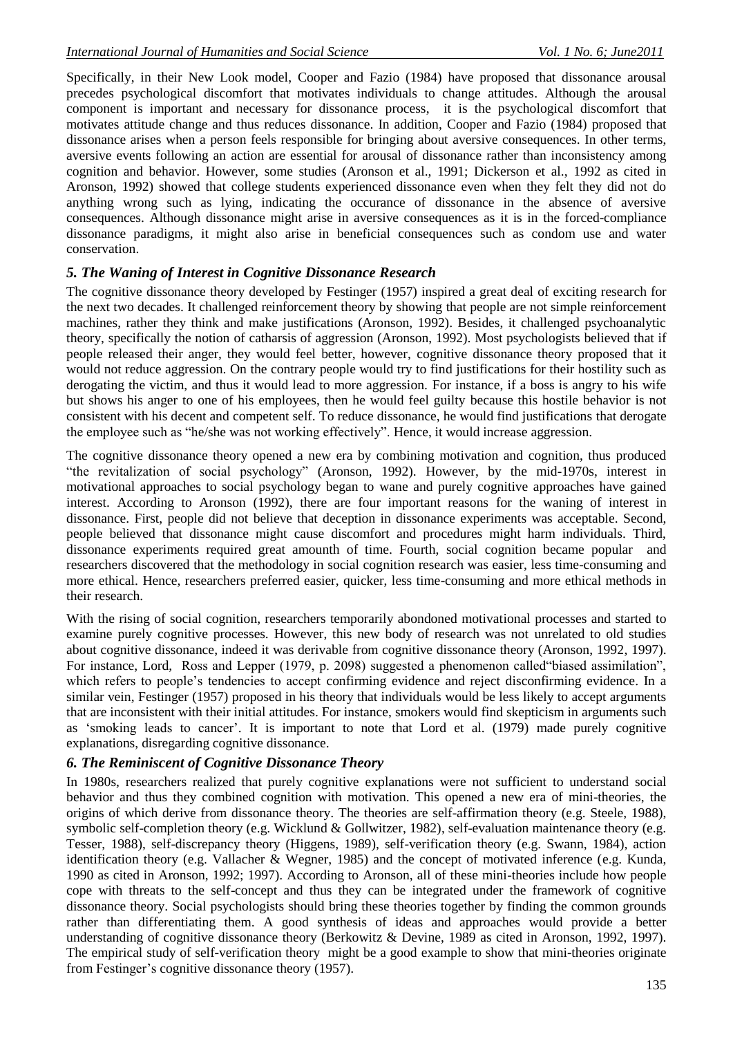Specifically, in their New Look model, Cooper and Fazio (1984) have proposed that dissonance arousal precedes psychological discomfort that motivates individuals to change attitudes. Although the arousal component is important and necessary for dissonance process, it is the psychological discomfort that motivates attitude change and thus reduces dissonance. In addition, Cooper and Fazio (1984) proposed that dissonance arises when a person feels responsible for bringing about aversive consequences. In other terms, aversive events following an action are essential for arousal of dissonance rather than inconsistency among cognition and behavior. However, some studies (Aronson et al., 1991; Dickerson et al., 1992 as cited in Aronson, 1992) showed that college students experienced dissonance even when they felt they did not do anything wrong such as lying, indicating the occurance of dissonance in the absence of aversive consequences. Although dissonance might arise in aversive consequences as it is in the forced-compliance dissonance paradigms, it might also arise in beneficial consequences such as condom use and water conservation.

### *5. The Waning of Interest in Cognitive Dissonance Research*

The cognitive dissonance theory developed by Festinger (1957) inspired a great deal of exciting research for the next two decades. It challenged reinforcement theory by showing that people are not simple reinforcement machines, rather they think and make justifications (Aronson, 1992). Besides, it challenged psychoanalytic theory, specifically the notion of catharsis of aggression (Aronson, 1992). Most psychologists believed that if people released their anger, they would feel better, however, cognitive dissonance theory proposed that it would not reduce aggression. On the contrary people would try to find justifications for their hostility such as derogating the victim, and thus it would lead to more aggression. For instance, if a boss is angry to his wife but shows his anger to one of his employees, then he would feel guilty because this hostile behavior is not consistent with his decent and competent self. To reduce dissonance, he would find justifications that derogate the employee such as "he/she was not working effectively". Hence, it would increase aggression.

The cognitive dissonance theory opened a new era by combining motivation and cognition, thus produced "the revitalization of social psychology" (Aronson, 1992). However, by the mid-1970s, interest in motivational approaches to social psychology began to wane and purely cognitive approaches have gained interest. According to Aronson (1992), there are four important reasons for the waning of interest in dissonance. First, people did not believe that deception in dissonance experiments was acceptable. Second, people believed that dissonance might cause discomfort and procedures might harm individuals. Third, dissonance experiments required great amounth of time. Fourth, social cognition became popular and researchers discovered that the methodology in social cognition research was easier, less time-consuming and more ethical. Hence, researchers preferred easier, quicker, less time-consuming and more ethical methods in their research.

With the rising of social cognition, researchers temporarily abondoned motivational processes and started to examine purely cognitive processes. However, this new body of research was not unrelated to old studies about cognitive dissonance, indeed it was derivable from cognitive dissonance theory (Aronson, 1992, 1997). For instance, Lord, Ross and Lepper (1979, p. 2098) suggested a phenomenon called"biased assimilation", which refers to people's tendencies to accept confirming evidence and reject disconfirming evidence. In a similar vein, Festinger (1957) proposed in his theory that individuals would be less likely to accept arguments that are inconsistent with their initial attitudes. For instance, smokers would find skepticism in arguments such as 'smoking leads to cancer'. It is important to note that Lord et al. (1979) made purely cognitive explanations, disregarding cognitive dissonance.

### *6. The Reminiscent of Cognitive Dissonance Theory*

In 1980s, researchers realized that purely cognitive explanations were not sufficient to understand social behavior and thus they combined cognition with motivation. This opened a new era of mini-theories, the origins of which derive from dissonance theory. The theories are self-affirmation theory (e.g. Steele, 1988), symbolic self-completion theory (e.g. Wicklund & Gollwitzer, 1982), self-evaluation maintenance theory (e.g. Tesser, 1988), self-discrepancy theory (Higgens, 1989), self-verification theory (e.g. Swann, 1984), action identification theory (e.g. Vallacher & Wegner, 1985) and the concept of motivated inference (e.g. Kunda, 1990 as cited in Aronson, 1992; 1997). According to Aronson, all of these mini-theories include how people cope with threats to the self-concept and thus they can be integrated under the framework of cognitive dissonance theory. Social psychologists should bring these theories together by finding the common grounds rather than differentiating them. A good synthesis of ideas and approaches would provide a better understanding of cognitive dissonance theory (Berkowitz & Devine, 1989 as cited in Aronson, 1992, 1997). The empirical study of self-verification theory might be a good example to show that mini-theories originate from Festinger's cognitive dissonance theory (1957).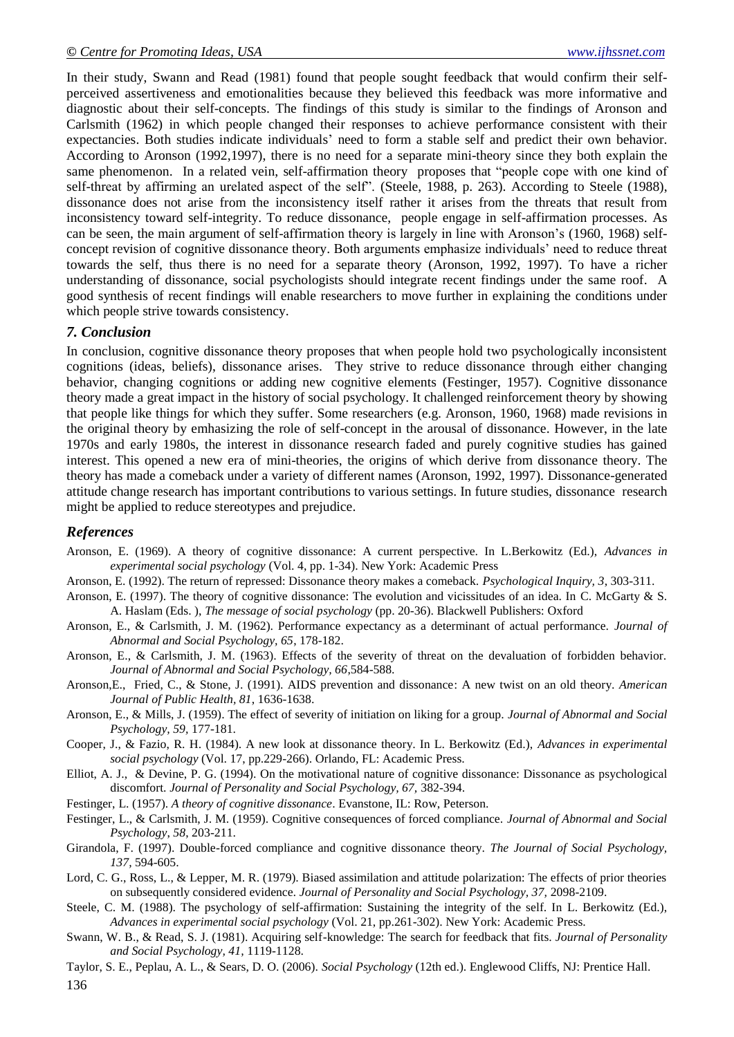In their study, Swann and Read (1981) found that people sought feedback that would confirm their self-perceived assertiveness and emotionalities because they believed this feedback was more informative and diagnostic about their self-concepts. The findings of this study is similar to the findings of Aronson and Carlsmith (1962) in which people changed their responses to achieve performance consistent with their expectancies. Both studies indicate individuals' need to form a stable self and predict their own behavior. According to Aronson (1992,1997), there is no need for a separate mini-theory since they both explain the same phenomenon. In a related vein, self-affirmation theory proposes that "people cope with one kind of self-threat by affirming an urelated aspect of the self". (Steele, 1988, p. 263). According to Steele (1988), dissonance does not arise from the inconsistency itself rather it arises from the threats that result from inconsistency toward self-integrity. To reduce dissonance, people engage in self-affirmation processes. As can be seen, the main argument of self-affirmation theory is largely in line with Aronson's (1960, 1968) self-concept revision of cognitive dissonance theory. Both arguments emphasize individuals' need to reduce threat towards the self, thus there is no need for a separate theory (Aronson, 1992, 1997). To have a richer understanding of dissonance, social psychologists should integrate recent findings under the same roof. A good synthesis of recent findings will enable researchers to move further in explaining the conditions under which people strive towards consistency.

### *7. Conclusion*

In conclusion, cognitive dissonance theory proposes that when people hold two psychologically inconsistent cognitions (ideas, beliefs), dissonance arises. They strive to reduce dissonance through either changing behavior, changing cognitions or adding new cognitive elements (Festinger, 1957). Cognitive dissonance theory made a great impact in the history of social psychology. It challenged reinforcement theory by showing that people like things for which they suffer. Some researchers (e.g. Aronson, 1960, 1968) made revisions in the original theory by emhasizing the role of self-concept in the arousal of dissonance. However, in the late 1970s and early 1980s, the interest in dissonance research faded and purely cognitive studies has gained interest. This opened a new era of mini-theories, the origins of which derive from dissonance theory. The theory has made a comeback under a variety of different names (Aronson, 1992, 1997). Dissonance-generated attitude change research has important contributions to various settings. In future studies, dissonance research might be applied to reduce stereotypes and prejudice.

### *References*

Aronson, E. (1969). A theory of cognitive dissonance: A current perspective. In L.Berkowitz (Ed.), *Advances in experimental social psychology* (Vol. 4, pp. 1-34). New York: Academic Press

Aronson, E. (1992). The return of repressed: Dissonance theory makes a comeback. *Psychological Inquiry, 3*, 303-311.

Aronson, E. (1997). The theory of cognitive dissonance: The evolution and vicissitudes of an idea. In C. McGarty & S. A. Haslam (Eds. ), *The message of social psychology* (pp. 20-36). Blackwell Publishers: Oxford

Aronson, E., & Carlsmith, J. M. (1962). Performance expectancy as a determinant of actual performance. *Journal of Abnormal and Social Psychology, 65*, 178-182.

Aronson, E., & Carlsmith, J. M. (1963). Effects of the severity of threat on the devaluation of forbidden behavior. *Journal of Abnormal and Social Psychology, 66*,584-588.

Aronson,E., Fried, C., & Stone, J. (1991). AIDS prevention and dissonance: A new twist on an old theory. *American Journal of Public Health, 81*, 1636-1638.

Aronson, E., & Mills, J. (1959). The effect of severity of initiation on liking for a group. *Journal of Abnormal and Social Psychology, 59,* 177-181.

Cooper, J., & Fazio, R. H. (1984). A new look at dissonance theory. In L. Berkowitz (Ed.), *Advances in experimental social psychology* (Vol. 17, pp.229-266). Orlando, FL: Academic Press.

Elliot, A. J., & Devine, P. G. (1994). On the motivational nature of cognitive dissonance: Dissonance as psychological discomfort. *Journal of Personality and Social Psychology, 67*, 382-394.

Festinger, L. (1957). *A theory of cognitive dissonance*. Evanstone, IL: Row, Peterson.

Festinger, L., & Carlsmith, J. M. (1959). Cognitive consequences of forced compliance. *Journal of Abnormal and Social Psychology, 58*, 203-211.

Girandola, F. (1997). Double-forced compliance and cognitive dissonance theory. *The Journal of Social Psychology, 137,* 594-605.

Lord, C. G., Ross, L., & Lepper, M. R. (1979). Biased assimilation and attitude polarization: The effects of prior theories on subsequently considered evidence. *Journal of Personality and Social Psychology, 37,* 2098-2109.

Steele, C. M. (1988). The psychology of self-affirmation: Sustaining the integrity of the self. In L. Berkowitz (Ed.), *Advances in experimental social psychology* (Vol. 21, pp.261-302). New York: Academic Press.

Swann, W. B., & Read, S. J. (1981). Acquiring self-knowledge: The search for feedback that fits. *Journal of Personality and Social Psychology, 41,* 1119-1128.

Taylor, S. E., Peplau, A. L., & Sears, D. O. (2006). *Social Psychology* (12th ed.). Englewood Cliffs, NJ: Prentice Hall.